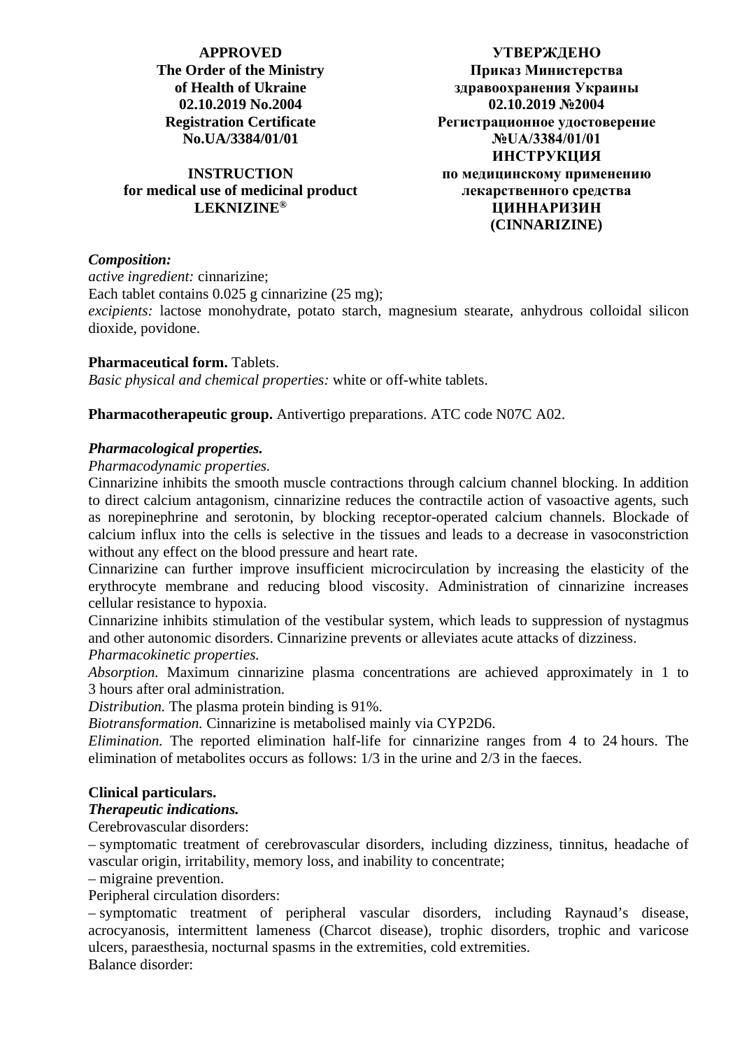**APPROVED**
**The Order of the Ministry of Health of Ukraine**
**02.10.2019 No.2004**
**Registration Certificate No.UA/3384/01/01**

**УТВЕРЖДЕНО**
**Приказ Министерства здравоохранения Украины**
**02.10.2019 №2004**
**Регистрационное удостоверение №UA/3384/01/01**

**INSTRUCTION**
**for medical use of medicinal product**
**LEKNIZINE®**

**ИНСТРУКЦИЯ**
**по медицинскому применению лекарственного средства**
**ЦИННАРИЗИН**
**(CINNARIZINE)**

***Composition:***
*active ingredient:* cinnarizine;
Each tablet contains 0.025 g cinnarizine (25 mg);
*excipients:* lactose monohydrate, potato starch, magnesium stearate, anhydrous colloidal silicon dioxide, povidone.

**Pharmaceutical form.** Tablets.
*Basic physical and chemical properties:* white or off-white tablets.

**Pharmacotherapeutic group.** Antivertigo preparations. ATC code N07C A02.

***Pharmacological properties.***
*Pharmacodynamic properties.*
Cinnarizine inhibits the smooth muscle contractions through calcium channel blocking. In addition to direct calcium antagonism, cinnarizine reduces the contractile action of vasoactive agents, such as norepinephrine and serotonin, by blocking receptor-operated calcium channels. Blockade of calcium influx into the cells is selective in the tissues and leads to a decrease in vasoconstriction without any effect on the blood pressure and heart rate.
Cinnarizine can further improve insufficient microcirculation by increasing the elasticity of the erythrocyte membrane and reducing blood viscosity. Administration of cinnarizine increases cellular resistance to hypoxia.
Cinnarizine inhibits stimulation of the vestibular system, which leads to suppression of nystagmus and other autonomic disorders. Cinnarizine prevents or alleviates acute attacks of dizziness.
*Pharmacokinetic properties.*
*Absorption.* Maximum cinnarizine plasma concentrations are achieved approximately in 1 to 3 hours after oral administration.
*Distribution.* The plasma protein binding is 91%.
*Biotransformation.* Cinnarizine is metabolised mainly via CYP2D6.
*Elimination.* The reported elimination half-life for cinnarizine ranges from 4 to 24 hours. The elimination of metabolites occurs as follows: 1/3 in the urine and 2/3 in the faeces.

**Clinical particulars.**
***Therapeutic indications.***
Cerebrovascular disorders:
– symptomatic treatment of cerebrovascular disorders, including dizziness, tinnitus, headache of vascular origin, irritability, memory loss, and inability to concentrate;
– migraine prevention.
Peripheral circulation disorders:
– symptomatic treatment of peripheral vascular disorders, including Raynaud's disease, acrocyanosis, intermittent lameness (Charcot disease), trophic disorders, trophic and varicose ulcers, paraesthesia, nocturnal spasms in the extremities, cold extremities.
Balance disorder: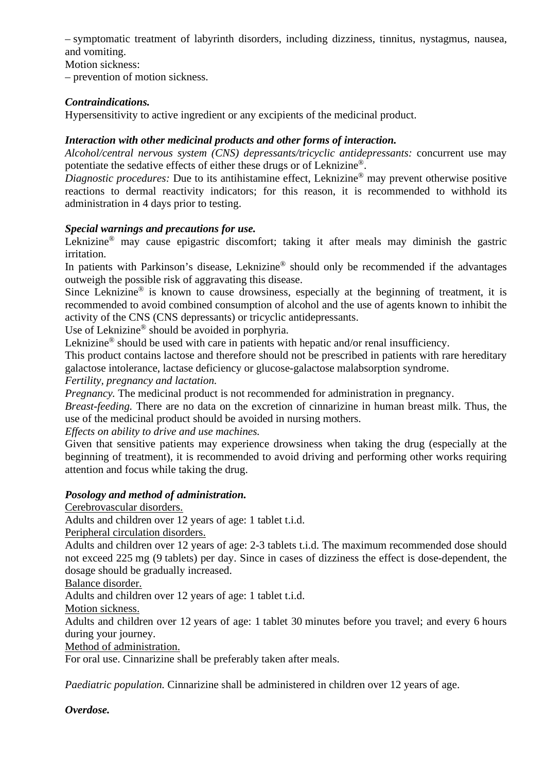– symptomatic treatment of labyrinth disorders, including dizziness, tinnitus, nystagmus, nausea, and vomiting.

Motion sickness:

– prevention of motion sickness.

***Contraindications.***

Hypersensitivity to active ingredient or any excipients of the medicinal product.

***Interaction with other medicinal products and other forms of interaction.***

*Alcohol/central nervous system (CNS) depressants/tricyclic antidepressants:* concurrent use may potentiate the sedative effects of either these drugs or of Leknizine®.

*Diagnostic procedures:* Due to its antihistamine effect, Leknizine® may prevent otherwise positive reactions to dermal reactivity indicators; for this reason, it is recommended to withhold its administration in 4 days prior to testing.

***Special warnings and precautions for use.***

Leknizine® may cause epigastric discomfort; taking it after meals may diminish the gastric irritation.

In patients with Parkinson's disease, Leknizine® should only be recommended if the advantages outweigh the possible risk of aggravating this disease.

Since Leknizine® is known to cause drowsiness, especially at the beginning of treatment, it is recommended to avoid combined consumption of alcohol and the use of agents known to inhibit the activity of the CNS (CNS depressants) or tricyclic antidepressants.

Use of Leknizine® should be avoided in porphyria.

Leknizine® should be used with care in patients with hepatic and/or renal insufficiency.

This product contains lactose and therefore should not be prescribed in patients with rare hereditary galactose intolerance, lactase deficiency or glucose-galactose malabsorption syndrome.

*Fertility, pregnancy and lactation.*

*Pregnancy.* The medicinal product is not recommended for administration in pregnancy.

*Breast-feeding.* There are no data on the excretion of cinnarizine in human breast milk. Thus, the use of the medicinal product should be avoided in nursing mothers.

*Effects on ability to drive and use machines.*

Given that sensitive patients may experience drowsiness when taking the drug (especially at the beginning of treatment), it is recommended to avoid driving and performing other works requiring attention and focus while taking the drug.

***Posology and method of administration.***

<u>Cerebrovascular disorders.</u>

Adults and children over 12 years of age: 1 tablet t.i.d.

<u>Peripheral circulation disorders.</u>

Adults and children over 12 years of age: 2-3 tablets t.i.d. The maximum recommended dose should not exceed 225 mg (9 tablets) per day. Since in cases of dizziness the effect is dose-dependent, the dosage should be gradually increased.

<u>Balance disorder.</u>

Adults and children over 12 years of age: 1 tablet t.i.d.

<u>Motion sickness.</u>

Adults and children over 12 years of age: 1 tablet 30 minutes before you travel; and every 6 hours during your journey.

<u>Method of administration.</u>

For oral use. Cinnarizine shall be preferably taken after meals.

*Paediatric population.* Cinnarizine shall be administered in children over 12 years of age.

***Overdose.***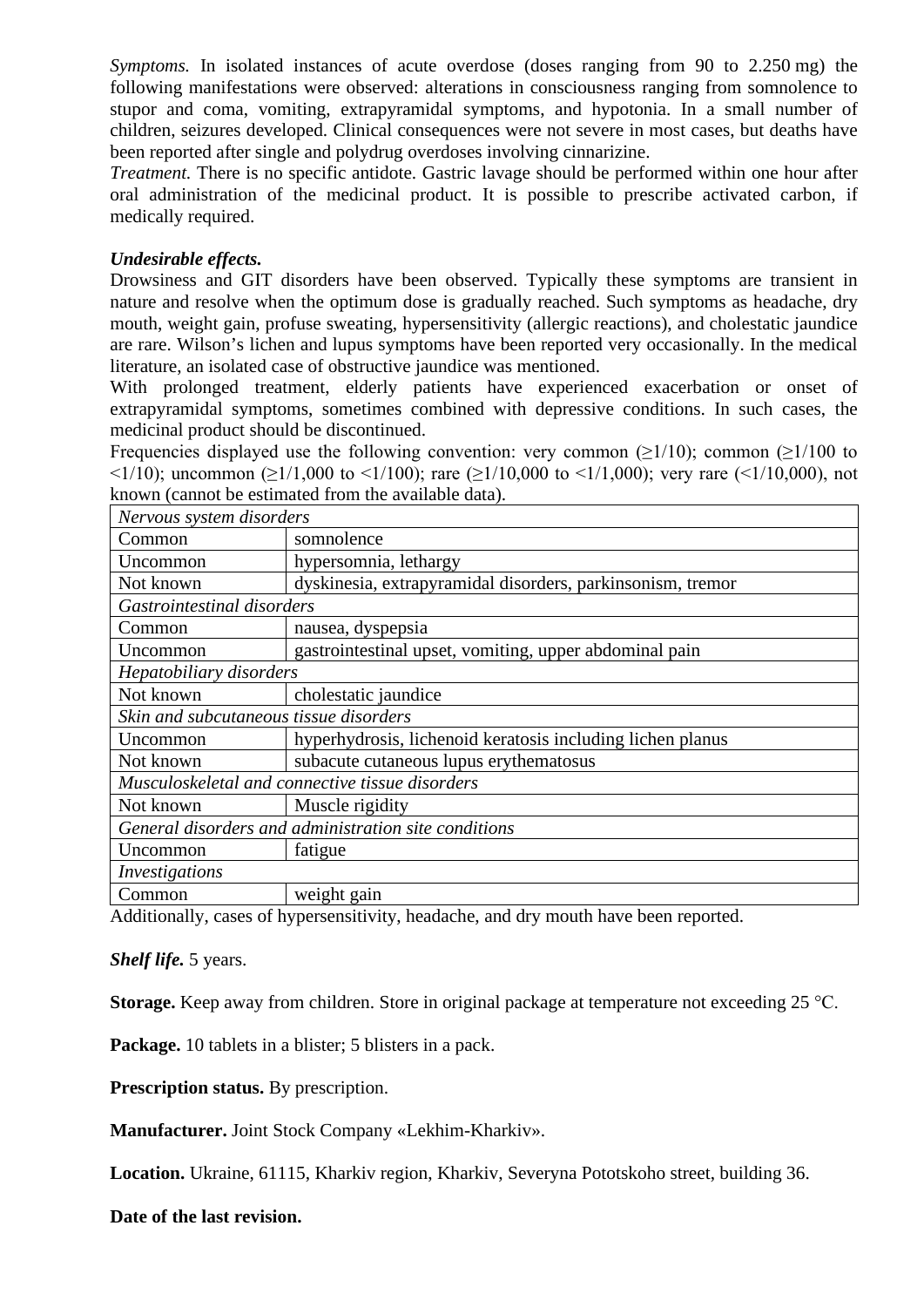*Symptoms.* In isolated instances of acute overdose (doses ranging from 90 to 2.250 mg) the following manifestations were observed: alterations in consciousness ranging from somnolence to stupor and coma, vomiting, extrapyramidal symptoms, and hypotonia. In a small number of children, seizures developed. Clinical consequences were not severe in most cases, but deaths have been reported after single and polydrug overdoses involving cinnarizine.

*Treatment.* There is no specific antidote. Gastric lavage should be performed within one hour after oral administration of the medicinal product. It is possible to prescribe activated carbon, if medically required.

***Undesirable effects.***

Drowsiness and GIT disorders have been observed. Typically these symptoms are transient in nature and resolve when the optimum dose is gradually reached. Such symptoms as headache, dry mouth, weight gain, profuse sweating, hypersensitivity (allergic reactions), and cholestatic jaundice are rare. Wilson's lichen and lupus symptoms have been reported very occasionally. In the medical literature, an isolated case of obstructive jaundice was mentioned.

With prolonged treatment, elderly patients have experienced exacerbation or onset of extrapyramidal symptoms, sometimes combined with depressive conditions. In such cases, the medicinal product should be discontinued.

Frequencies displayed use the following convention: very common (≥1/10); common (≥1/100 to <1/10); uncommon (≥1/1,000 to <1/100); rare (≥1/10,000 to <1/1,000); very rare (<1/10,000), not known (cannot be estimated from the available data).

| | |
|---|---|
| *Nervous system disorders* | |
| Common | somnolence |
| Uncommon | hypersomnia, lethargy |
| Not known | dyskinesia, extrapyramidal disorders, parkinsonism, tremor |
| *Gastrointestinal disorders* | |
| Common | nausea, dyspepsia |
| Uncommon | gastrointestinal upset, vomiting, upper abdominal pain |
| *Hepatobiliary disorders* | |
| Not known | cholestatic jaundice |
| *Skin and subcutaneous tissue disorders* | |
| Uncommon | hyperhydrosis, lichenoid keratosis including lichen planus |
| Not known | subacute cutaneous lupus erythematosus |
| *Musculoskeletal and connective tissue disorders* | |
| Not known | Muscle rigidity |
| *General disorders and administration site conditions* | |
| Uncommon | fatigue |
| *Investigations* | |
| Common | weight gain |

Additionally, cases of hypersensitivity, headache, and dry mouth have been reported.

***Shelf life.*** 5 years.

**Storage.** Keep away from children. Store in original package at temperature not exceeding 25 °C.

**Package.** 10 tablets in a blister; 5 blisters in a pack.

**Prescription status.** By prescription.

**Manufacturer.** Joint Stock Company «Lekhim-Kharkiv».

**Location.** Ukraine, 61115, Kharkiv region, Kharkiv, Severyna Pototskoho street, building 36.

**Date of the last revision.**